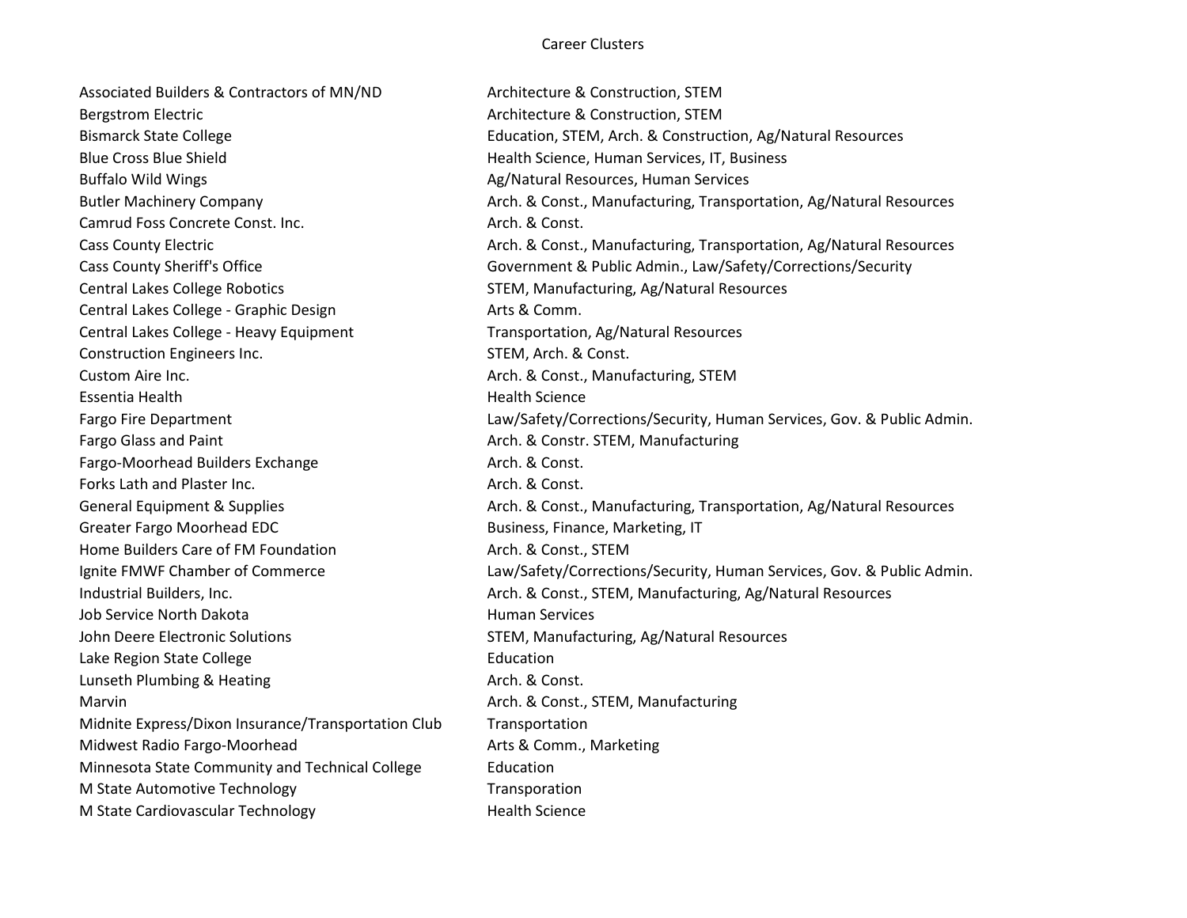# Career Clusters

| | |
|---|---|
| Associated Builders & Contractors of MN/ND | Architecture & Construction, STEM |
| Bergstrom Electric | Architecture & Construction, STEM |
| Bismarck State College | Education, STEM, Arch. & Construction, Ag/Natural Resources |
| Blue Cross Blue Shield | Health Science, Human Services, IT, Business |
| Buffalo Wild Wings | Ag/Natural Resources, Human Services |
| Butler Machinery Company | Arch. & Const., Manufacturing, Transportation, Ag/Natural Resources |
| Camrud Foss Concrete Const. Inc. | Arch. & Const. |
| Cass County Electric | Arch. & Const., Manufacturing, Transportation, Ag/Natural Resources |
| Cass County Sheriff's Office | Government & Public Admin., Law/Safety/Corrections/Security |
| Central Lakes College Robotics | STEM, Manufacturing, Ag/Natural Resources |
| Central Lakes College - Graphic Design | Arts & Comm. |
| Central Lakes College - Heavy Equipment | Transportation, Ag/Natural Resources |
| Construction Engineers Inc. | STEM, Arch. & Const. |
| Custom Aire Inc. | Arch. & Const., Manufacturing, STEM |
| Essentia Health | Health Science |
| Fargo Fire Department | Law/Safety/Corrections/Security, Human Services, Gov. & Public Admin. |
| Fargo Glass and Paint | Arch. & Constr. STEM, Manufacturing |
| Fargo-Moorhead Builders Exchange | Arch. & Const. |
| Forks Lath and Plaster Inc. | Arch. & Const. |
| General Equipment & Supplies | Arch. & Const., Manufacturing, Transportation, Ag/Natural Resources |
| Greater Fargo Moorhead EDC | Business, Finance, Marketing, IT |
| Home Builders Care of FM Foundation | Arch. & Const., STEM |
| Ignite FMWF Chamber of Commerce | Law/Safety/Corrections/Security, Human Services, Gov. & Public Admin. |
| Industrial Builders, Inc. | Arch. & Const., STEM, Manufacturing, Ag/Natural Resources |
| Job Service North Dakota | Human Services |
| John Deere Electronic Solutions | STEM, Manufacturing, Ag/Natural Resources |
| Lake Region State College | Education |
| Lunseth Plumbing & Heating | Arch. & Const. |
| Marvin | Arch. & Const., STEM, Manufacturing |
| Midnite Express/Dixon Insurance/Transportation Club | Transportation |
| Midwest Radio Fargo-Moorhead | Arts & Comm., Marketing |
| Minnesota State Community and Technical College | Education |
| M State Automotive Technology | Transporation |
| M State Cardiovascular Technology | Health Science |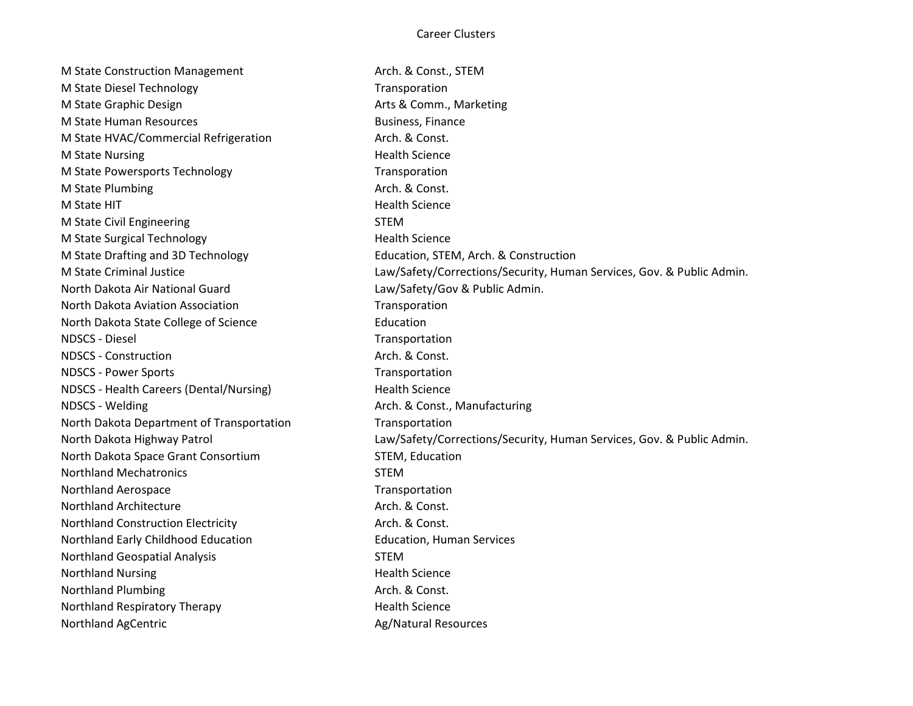# Career Clusters

| | |
|---|---|
| M State Construction Management | Arch. & Const., STEM |
| M State Diesel Technology | Transporation |
| M State Graphic Design | Arts & Comm., Marketing |
| M State Human Resources | Business, Finance |
| M State HVAC/Commercial Refrigeration | Arch. & Const. |
| M State Nursing | Health Science |
| M State Powersports Technology | Transporation |
| M State Plumbing | Arch. & Const. |
| M State HIT | Health Science |
| M State Civil Engineering | STEM |
| M State Surgical Technology | Health Science |
| M State Drafting and 3D Technology | Education, STEM, Arch. & Construction |
| M State Criminal Justice | Law/Safety/Corrections/Security, Human Services, Gov. & Public Admin. |
| North Dakota Air National Guard | Law/Safety/Gov & Public Admin. |
| North Dakota Aviation Association | Transporation |
| North Dakota State College of Science | Education |
| NDSCS - Diesel | Transportation |
| NDSCS - Construction | Arch. & Const. |
| NDSCS - Power Sports | Transportation |
| NDSCS - Health Careers (Dental/Nursing) | Health Science |
| NDSCS - Welding | Arch. & Const., Manufacturing |
| North Dakota Department of Transportation | Transportation |
| North Dakota Highway Patrol | Law/Safety/Corrections/Security, Human Services, Gov. & Public Admin. |
| North Dakota Space Grant Consortium | STEM, Education |
| Northland Mechatronics | STEM |
| Northland Aerospace | Transportation |
| Northland Architecture | Arch. & Const. |
| Northland Construction Electricity | Arch. & Const. |
| Northland Early Childhood Education | Education, Human Services |
| Northland Geospatial Analysis | STEM |
| Northland Nursing | Health Science |
| Northland Plumbing | Arch. & Const. |
| Northland Respiratory Therapy | Health Science |
| Northland AgCentric | Ag/Natural Resources |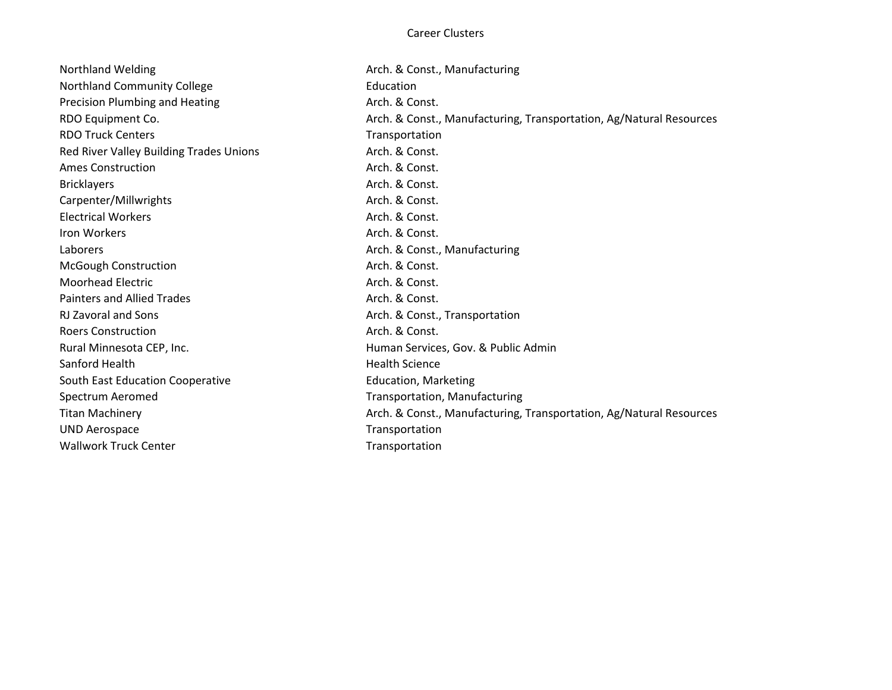Career Clusters

| | |
|---|---|
| Northland Welding | Arch. & Const., Manufacturing |
| Northland Community College | Education |
| Precision Plumbing and Heating | Arch. & Const. |
| RDO Equipment Co. | Arch. & Const., Manufacturing, Transportation, Ag/Natural Resources |
| RDO Truck Centers | Transportation |
| Red River Valley Building Trades Unions | Arch. & Const. |
| Ames Construction | Arch. & Const. |
| Bricklayers | Arch. & Const. |
| Carpenter/Millwrights | Arch. & Const. |
| Electrical Workers | Arch. & Const. |
| Iron Workers | Arch. & Const. |
| Laborers | Arch. & Const., Manufacturing |
| McGough Construction | Arch. & Const. |
| Moorhead Electric | Arch. & Const. |
| Painters and Allied Trades | Arch. & Const. |
| RJ Zavoral and Sons | Arch. & Const., Transportation |
| Roers Construction | Arch. & Const. |
| Rural Minnesota CEP, Inc. | Human Services, Gov. & Public Admin |
| Sanford Health | Health Science |
| South East Education Cooperative | Education, Marketing |
| Spectrum Aeromed | Transportation, Manufacturing |
| Titan Machinery | Arch. & Const., Manufacturing, Transportation, Ag/Natural Resources |
| UND Aerospace | Transportation |
| Wallwork Truck Center | Transportation |